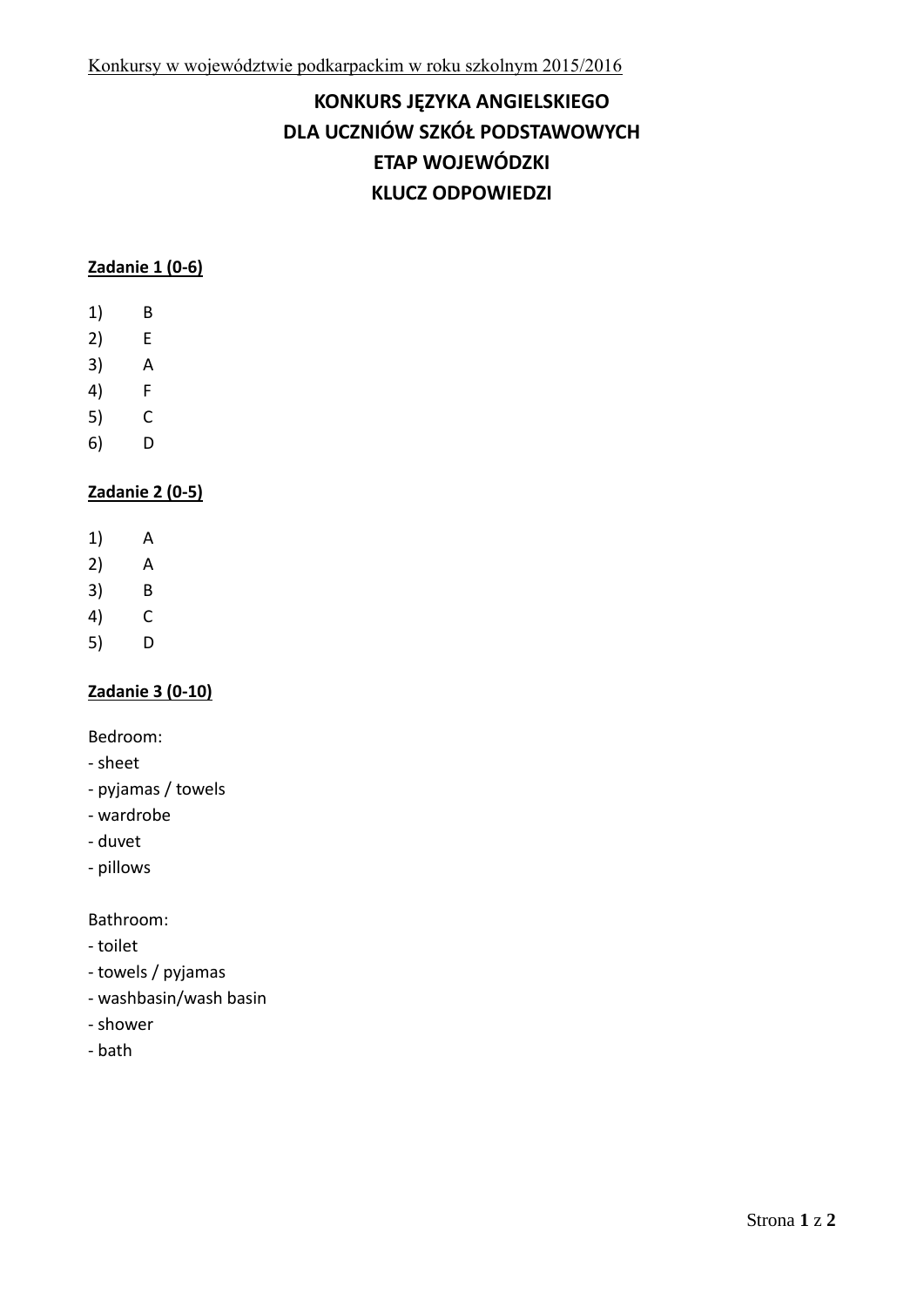Konkursy w województwie podkarpackim w roku szkolnym 2015/2016

# KONKURS JĘZYKA ANGIELSKIEGO
# DLA UCZNIÓW SZKÓŁ PODSTAWOWYCH
# ETAP WOJEWÓDZKI
# KLUCZ ODPOWIEDZI

**Zadanie 1 (0-6)**

1) B
2) E
3) A
4) F
5) C
6) D

**Zadanie 2 (0-5)**

1) A
2) A
3) B
4) C
5) D

**Zadanie 3 (0-10)**

Bedroom:
- sheet
- pyjamas / towels
- wardrobe
- duvet
- pillows

Bathroom:
- toilet
- towels / pyjamas
- washbasin/wash basin
- shower
- bath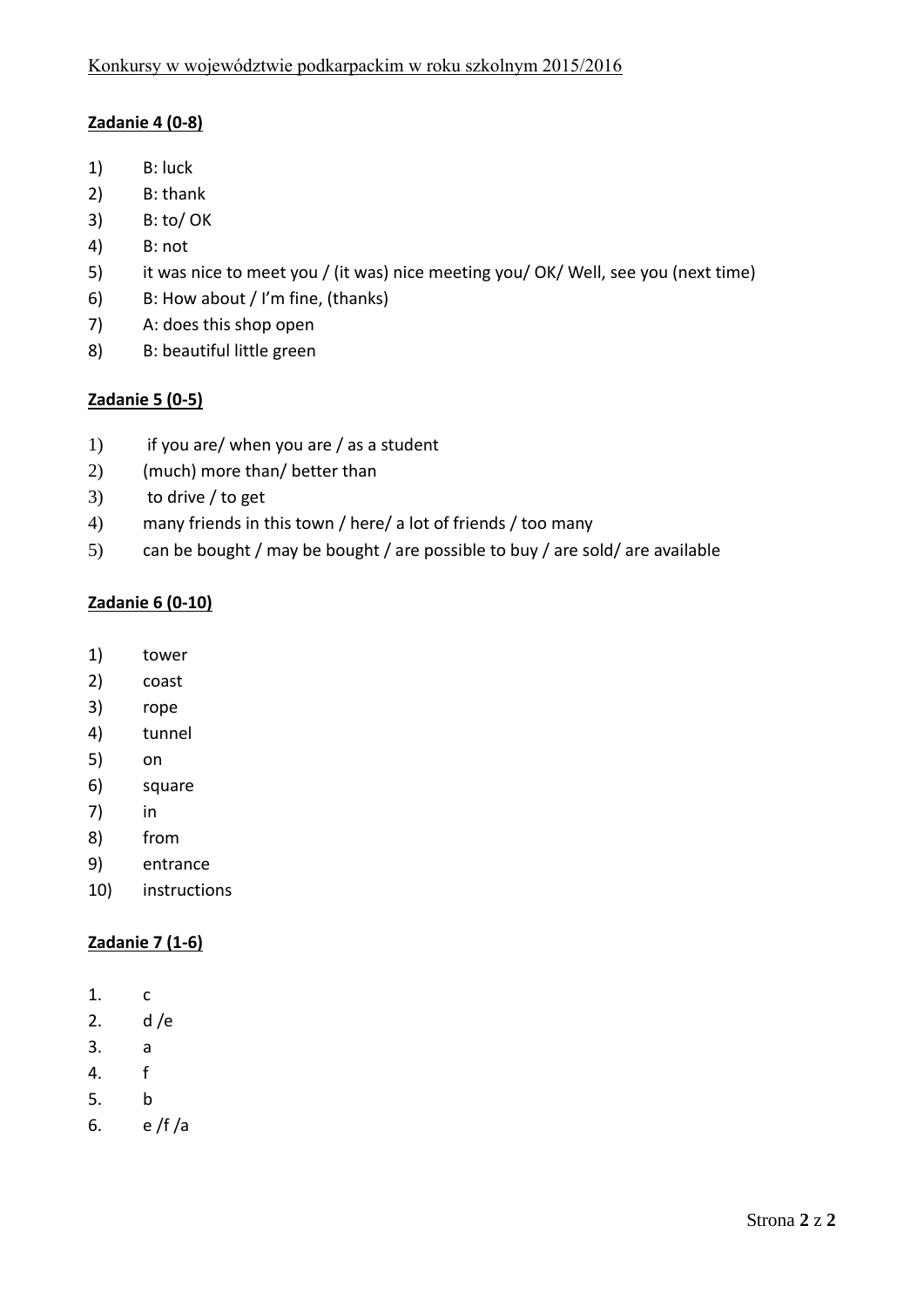**Zadanie 4 (0-8)**

1) B: luck
2) B: thank
3) B: to/ OK
4) B: not
5) it was nice to meet you / (it was) nice meeting you/ OK/ Well, see you (next time)
6) B: How about / I'm fine, (thanks)
7) A: does this shop open
8) B: beautiful little green

**Zadanie 5 (0-5)**

1) if you are/ when you are / as a student
2) (much) more than/ better than
3) to drive / to get
4) many friends in this town / here/ a lot of friends / too many
5) can be bought / may be bought / are possible to buy / are sold/ are available

**Zadanie 6 (0-10)**

1) tower
2) coast
3) rope
4) tunnel
5) on
6) square
7) in
8) from
9) entrance
10) instructions

**Zadanie 7 (1-6)**

1. c
2. d /e
3. a
4. f
5. b
6. e /f /a